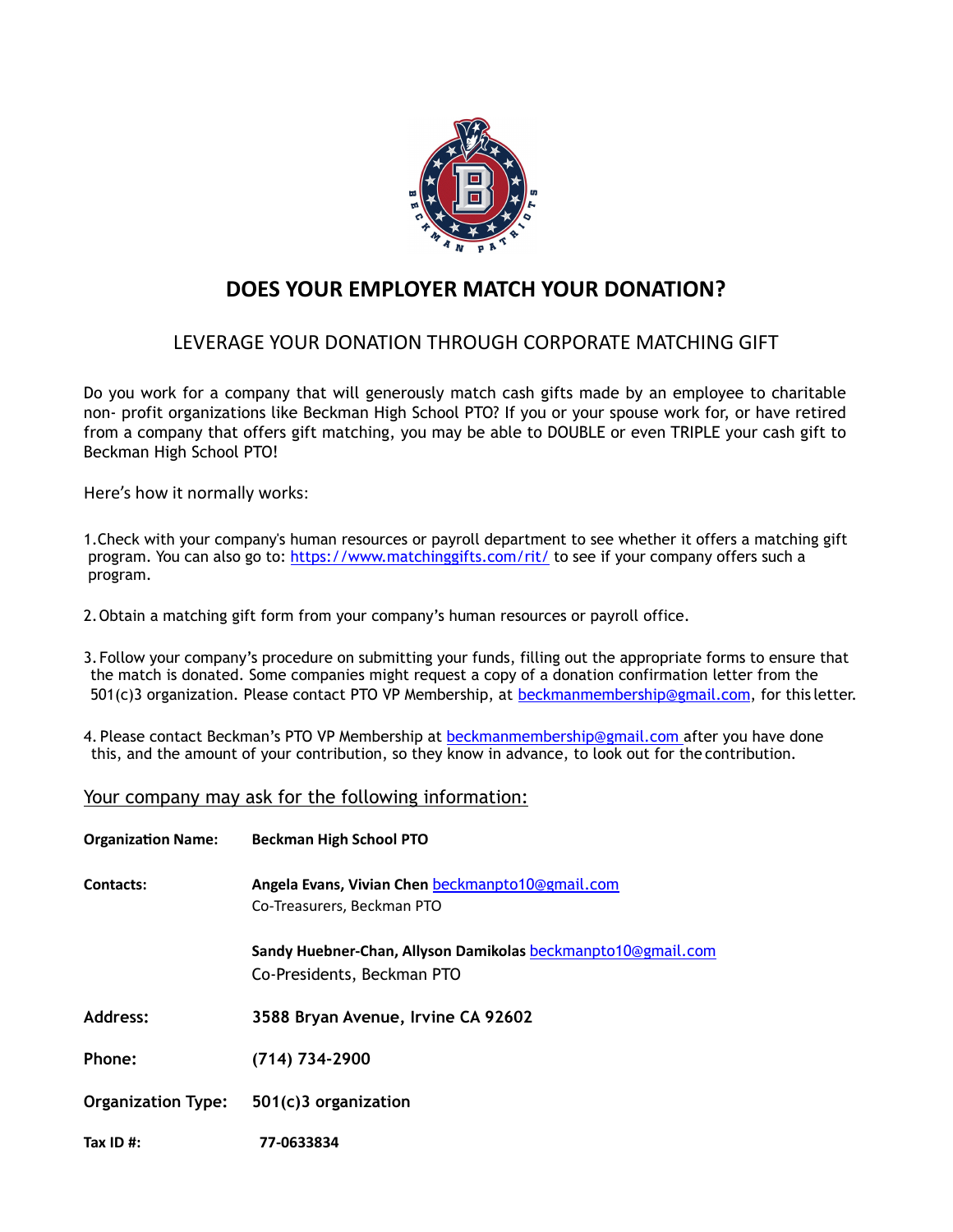# DOES YOUR EMPLOYER MATCH YOUR DONATION?

## LEVERAGE YOUR DONATION THROUGH CORPORATE MATCHING GIFT

Do you work for a company that will generously match cash gifts made by an employee to charitable non- profit organizations like Beckman High School PTO? If you or your spouse work for, or have retired from a company that offers gift matching, you may be able to DOUBLE or even TRIPLE your cash gift to Beckman High School PTO!

Here's how it normally works:

1. Check with your company's human resources or payroll department to see whether it offers a matching gift program. You can also go to: https://www.matchinggifts.com/rit/ to see if your company offers such a program.

2. Obtain a matching gift form from your company's human resources or payroll office.

3. Follow your company's procedure on submitting your funds, filling out the appropriate forms to ensure that the match is donated. Some companies might request a copy of a donation confirmation letter from the 501(c)3 organization. Please contact PTO VP Membership, at beckmanmembership@gmail.com, for this letter.

4. Please contact Beckman's PTO VP Membership at beckmanmembership@gmail.com after you have done this, and the amount of your contribution, so they know in advance, to look out for the contribution.

Your company may ask for the following information:

**Organization Name:** **Beckman High School PTO**

**Contacts:** **Angela Evans, Vivian Chen** beckmanpto10@gmail.com
Co-Treasurers, Beckman PTO

**Sandy Huebner-Chan, Allyson Damikolas** beckmanpto10@gmail.com
Co-Presidents, Beckman PTO

**Address:** **3588 Bryan Avenue, Irvine CA 92602**

**Phone:** **(714) 734-2900**

**Organization Type:** **501(c)3 organization**

**Tax ID #:** **77-0633834**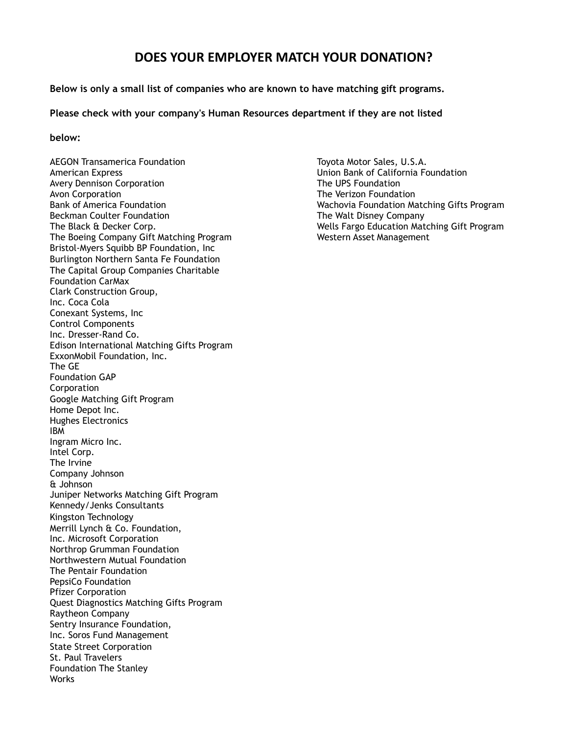# DOES YOUR EMPLOYER MATCH YOUR DONATION?

**Below is only a small list of companies who are known to have matching gift programs.**

**Please check with your company's Human Resources department if they are not listed below:**

AEGON Transamerica Foundation
American Express
Avery Dennison Corporation
Avon Corporation
Bank of America Foundation
Beckman Coulter Foundation
The Black & Decker Corp.
The Boeing Company Gift Matching Program
Bristol-Myers Squibb BP Foundation, Inc
Burlington Northern Santa Fe Foundation
The Capital Group Companies Charitable Foundation CarMax
Clark Construction Group, Inc. Coca Cola
Conexant Systems, Inc
Control Components Inc. Dresser-Rand Co.
Edison International Matching Gifts Program
ExxonMobil Foundation, Inc.
The GE Foundation GAP Corporation
Google Matching Gift Program
Home Depot Inc.
Hughes Electronics
IBM
Ingram Micro Inc.
Intel Corp.
The Irvine Company Johnson & Johnson
Juniper Networks Matching Gift Program
Kennedy/Jenks Consultants
Kingston Technology
Merrill Lynch & Co. Foundation, Inc. Microsoft Corporation
Northrop Grumman Foundation
Northwestern Mutual Foundation
The Pentair Foundation
PepsiCo Foundation
Pfizer Corporation
Quest Diagnostics Matching Gifts Program
Raytheon Company
Sentry Insurance Foundation, Inc. Soros Fund Management
State Street Corporation
St. Paul Travelers Foundation The Stanley Works
Toyota Motor Sales, U.S.A.
Union Bank of California Foundation
The UPS Foundation
The Verizon Foundation
Wachovia Foundation Matching Gifts Program
The Walt Disney Company
Wells Fargo Education Matching Gift Program
Western Asset Management